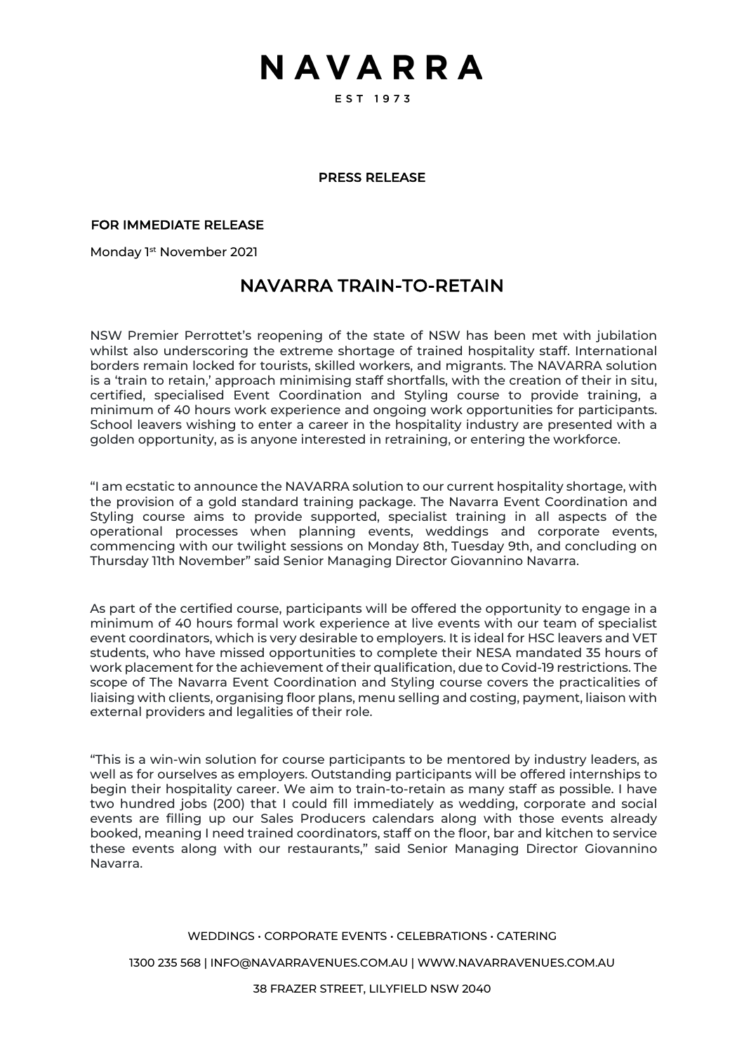# NAVARRA

EST 1973

**PRESS RELEASE**

**FOR IMMEDIATE RELEASE**

Monday 1st November 2021

## NAVARRA TRAIN-TO-RETAIN

NSW Premier Perrottet's reopening of the state of NSW has been met with jubilation whilst also underscoring the extreme shortage of trained hospitality staff. International borders remain locked for tourists, skilled workers, and migrants. The NAVARRA solution is a 'train to retain,' approach minimising staff shortfalls, with the creation of their in situ, certified, specialised Event Coordination and Styling course to provide training, a minimum of 40 hours work experience and ongoing work opportunities for participants. School leavers wishing to enter a career in the hospitality industry are presented with a golden opportunity, as is anyone interested in retraining, or entering the workforce.

"I am ecstatic to announce the NAVARRA solution to our current hospitality shortage, with the provision of a gold standard training package. The Navarra Event Coordination and Styling course aims to provide supported, specialist training in all aspects of the operational processes when planning events, weddings and corporate events, commencing with our twilight sessions on Monday 8th, Tuesday 9th, and concluding on Thursday 11th November" said Senior Managing Director Giovannino Navarra.

As part of the certified course, participants will be offered the opportunity to engage in a minimum of 40 hours formal work experience at live events with our team of specialist event coordinators, which is very desirable to employers. It is ideal for HSC leavers and VET students, who have missed opportunities to complete their NESA mandated 35 hours of work placement for the achievement of their qualification, due to Covid-19 restrictions. The scope of The Navarra Event Coordination and Styling course covers the practicalities of liaising with clients, organising floor plans, menu selling and costing, payment, liaison with external providers and legalities of their role.

"This is a win-win solution for course participants to be mentored by industry leaders, as well as for ourselves as employers. Outstanding participants will be offered internships to begin their hospitality career. We aim to train-to-retain as many staff as possible. I have two hundred jobs (200) that I could fill immediately as wedding, corporate and social events are filling up our Sales Producers calendars along with those events already booked, meaning I need trained coordinators, staff on the floor, bar and kitchen to service these events along with our restaurants," said Senior Managing Director Giovannino Navarra.

WEDDINGS • CORPORATE EVENTS • CELEBRATIONS • CATERING

1300 235 568 | INFO@NAVARRAVENUES.COM.AU | WWW.NAVARRAVENUES.COM.AU

38 FRAZER STREET, LILYFIELD NSW 2040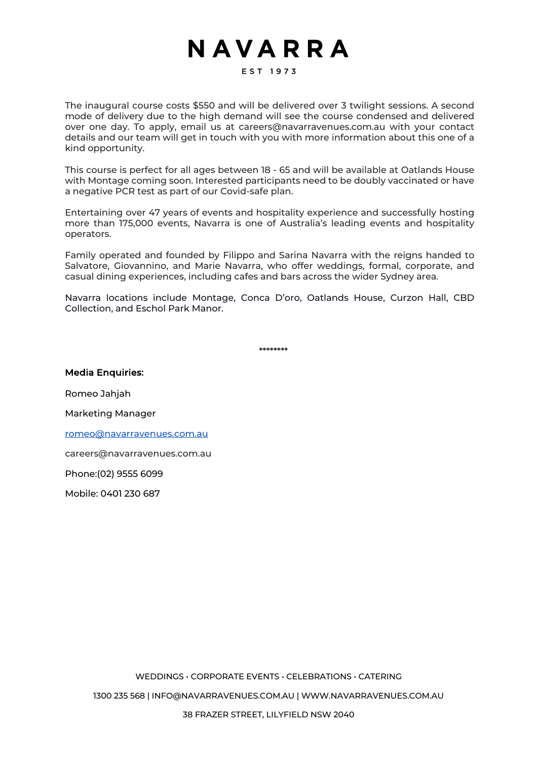# NAVARRA

EST 1973

The inaugural course costs $550 and will be delivered over 3 twilight sessions. A second mode of delivery due to the high demand will see the course condensed and delivered over one day. To apply, email us at careers@navarravenues.com.au with your contact details and our team will get in touch with you with more information about this one of a kind opportunity.

This course is perfect for all ages between 18 - 65 and will be available at Oatlands House with Montage coming soon. Interested participants need to be doubly vaccinated or have a negative PCR test as part of our Covid-safe plan.

Entertaining over 47 years of events and hospitality experience and successfully hosting more than 175,000 events, Navarra is one of Australia's leading events and hospitality operators.

Family operated and founded by Filippo and Sarina Navarra with the reigns handed to Salvatore, Giovannino, and Marie Navarra, who offer weddings, formal, corporate, and casual dining experiences, including cafes and bars across the wider Sydney area.

Navarra locations include Montage, Conca D'oro, Oatlands House, Curzon Hall, CBD Collection, and Eschol Park Manor.

********

**Media Enquiries:**

Romeo Jahjah

Marketing Manager

romeo@navarravenues.com.au

careers@navarravenues.com.au

Phone:(02) 9555 6099

Mobile: 0401 230 687

WEDDINGS • CORPORATE EVENTS • CELEBRATIONS • CATERING

1300 235 568 | INFO@NAVARRAVENUES.COM.AU | WWW.NAVARRAVENUES.COM.AU

38 FRAZER STREET, LILYFIELD NSW 2040